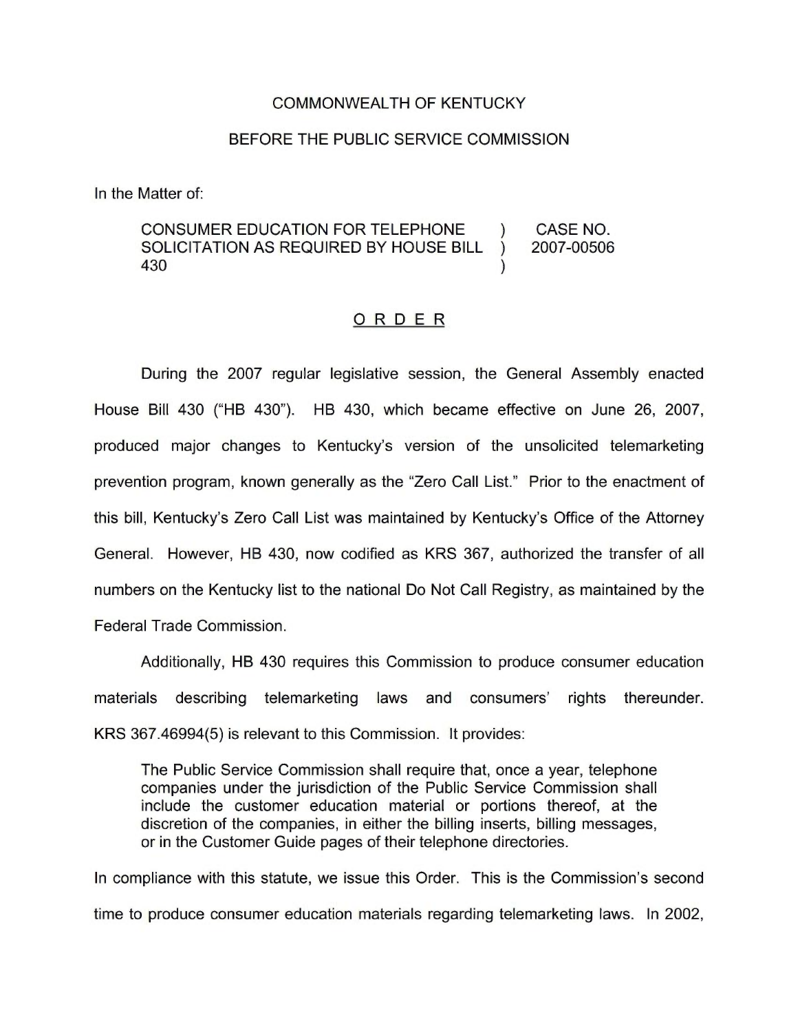COMMONWEALTH OF KENTUCKY

BEFORE THE PUBLIC SERVICE COMMISSION

In the Matter of:

| | | |
|---|---|---|
| CONSUMER EDUCATION FOR TELEPHONE SOLICITATION AS REQUIRED BY HOUSE BILL 430 | ) ) ) | CASE NO. 2007-00506 |

# ORDER

During the 2007 regular legislative session, the General Assembly enacted House Bill 430 ("HB 430"). HB 430, which became effective on June 26, 2007, produced major changes to Kentucky's version of the unsolicited telemarketing prevention program, known generally as the "Zero Call List." Prior to the enactment of this bill, Kentucky's Zero Call List was maintained by Kentucky's Office of the Attorney General. However, HB 430, now codified as KRS 367, authorized the transfer of all numbers on the Kentucky list to the national Do Not Call Registry, as maintained by the Federal Trade Commission.

Additionally, HB 430 requires this Commission to produce consumer education materials describing telemarketing laws and consumers' rights thereunder. KRS 367.46994(5) is relevant to this Commission. It provides:

> The Public Service Commission shall require that, once a year, telephone companies under the jurisdiction of the Public Service Commission shall include the customer education material or portions thereof, at the discretion of the companies, in either the billing inserts, billing messages, or in the Customer Guide pages of their telephone directories.

In compliance with this statute, we issue this Order. This is the Commission's second time to produce consumer education materials regarding telemarketing laws. In 2002,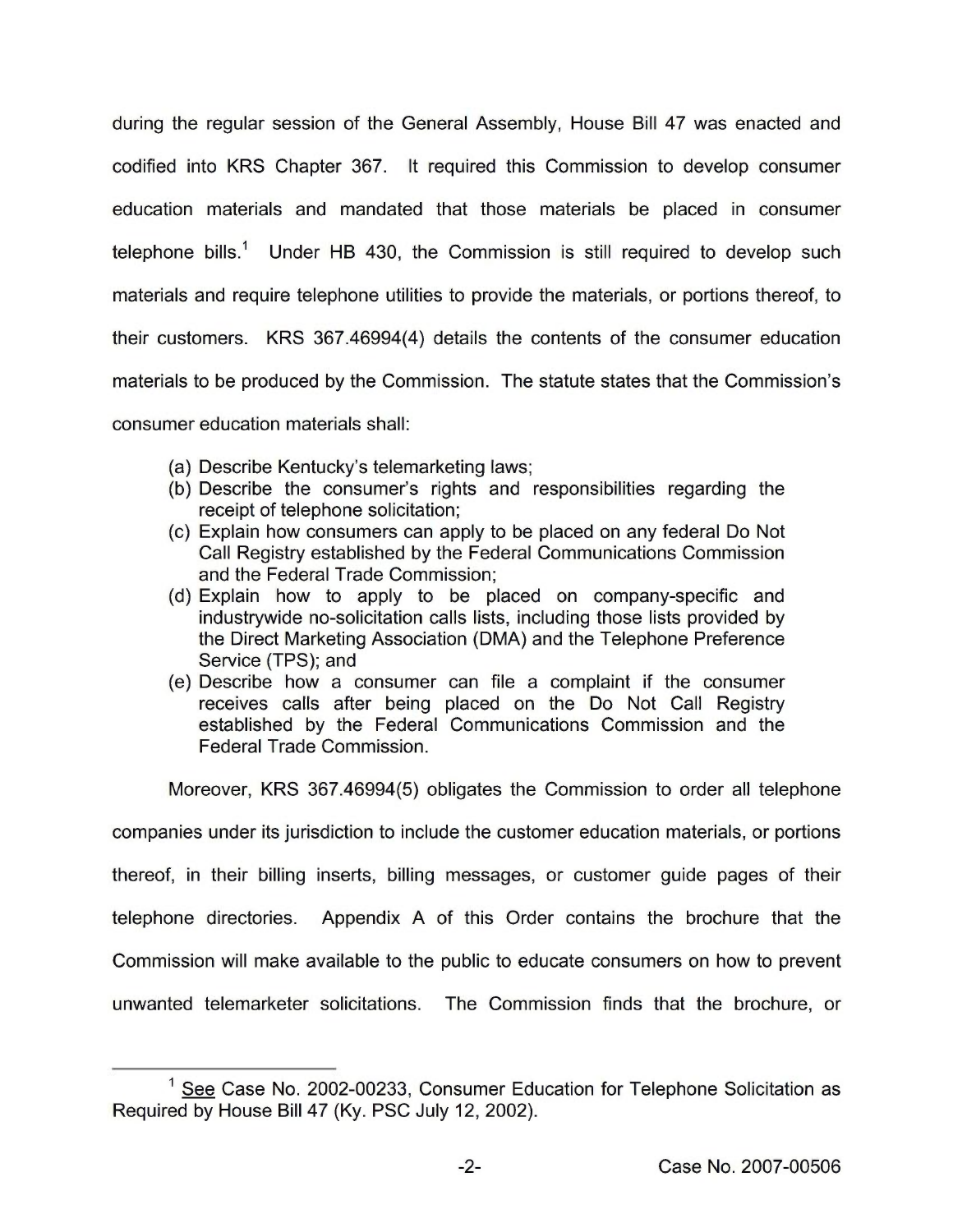during the regular session of the General Assembly, House Bill 47 was enacted and codified into KRS Chapter 367. It required this Commission to develop consumer education materials and mandated that those materials be placed in consumer telephone bills.[1] Under HB 430, the Commission is still required to develop such materials and require telephone utilities to provide the materials, or portions thereof, to their customers. KRS 367.46994(4) details the contents of the consumer education materials to be produced by the Commission. The statute states that the Commission's consumer education materials shall:

(a) Describe Kentucky's telemarketing laws;
(b) Describe the consumer's rights and responsibilities regarding the receipt of telephone solicitation;
(c) Explain how consumers can apply to be placed on any federal Do Not Call Registry established by the Federal Communications Commission and the Federal Trade Commission;
(d) Explain how to apply to be placed on company-specific and industrywide no-solicitation calls lists, including those lists provided by the Direct Marketing Association (DMA) and the Telephone Preference Service (TPS); and
(e) Describe how a consumer can file a complaint if the consumer receives calls after being placed on the Do Not Call Registry established by the Federal Communications Commission and the Federal Trade Commission.

Moreover, KRS 367.46994(5) obligates the Commission to order all telephone companies under its jurisdiction to include the customer education materials, or portions thereof, in their billing inserts, billing messages, or customer guide pages of their telephone directories. Appendix A of this Order contains the brochure that the Commission will make available to the public to educate consumers on how to prevent unwanted telemarketer solicitations. The Commission finds that the brochure, or

---

[1] See Case No. 2002-00233, Consumer Education for Telephone Solicitation as Required by House Bill 47 (Ky. PSC July 12, 2002).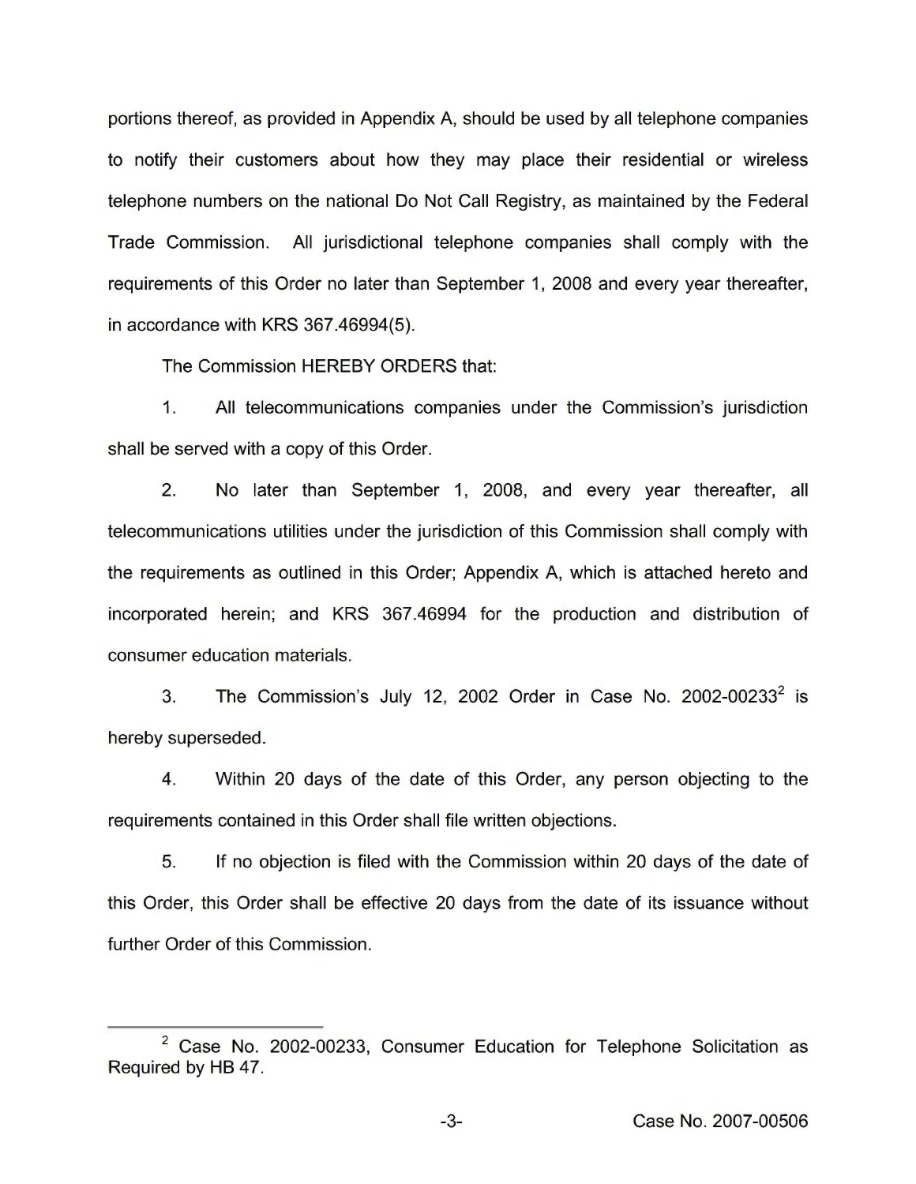portions thereof, as provided in Appendix A, should be used by all telephone companies to notify their customers about how they may place their residential or wireless telephone numbers on the national Do Not Call Registry, as maintained by the Federal Trade Commission. All jurisdictional telephone companies shall comply with the requirements of this Order no later than September 1, 2008 and every year thereafter, in accordance with KRS 367.46994(5).

The Commission HEREBY ORDERS that:

1. All telecommunications companies under the Commission's jurisdiction shall be served with a copy of this Order.

2. No later than September 1, 2008, and every year thereafter, all telecommunications utilities under the jurisdiction of this Commission shall comply with the requirements as outlined in this Order; Appendix A, which is attached hereto and incorporated herein; and KRS 367.46994 for the production and distribution of consumer education materials.

3. The Commission's July 12, 2002 Order in Case No. 2002-00233[2] is hereby superseded.

4. Within 20 days of the date of this Order, any person objecting to the requirements contained in this Order shall file written objections.

5. If no objection is filed with the Commission within 20 days of the date of this Order, this Order shall be effective 20 days from the date of its issuance without further Order of this Commission.

---

[2] Case No. 2002-00233, Consumer Education for Telephone Solicitation as Required by HB 47.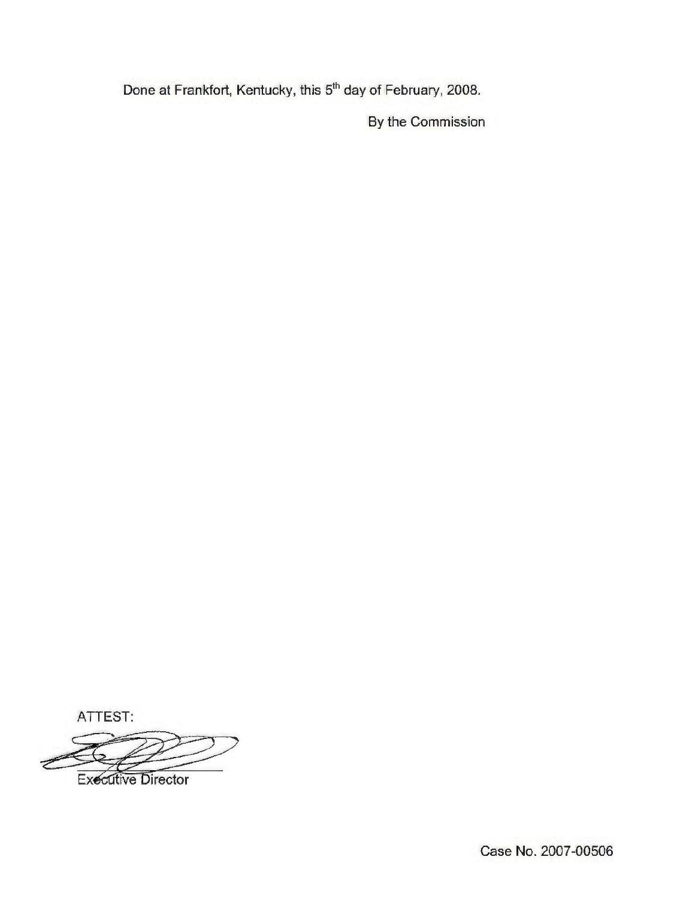Done at Frankfort, Kentucky, this 5th day of February, 2008.

By the Commission

ATTEST:

Executive Director

Case No. 2007-00506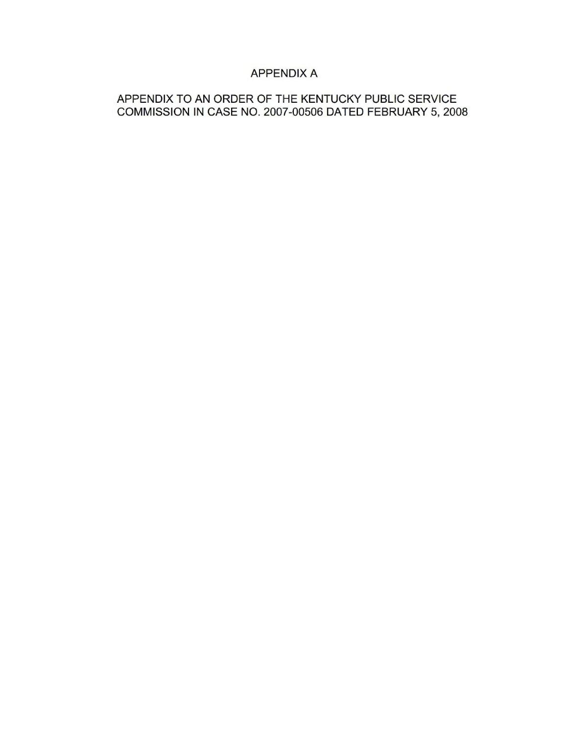# APPENDIX A

## APPENDIX TO AN ORDER OF THE KENTUCKY PUBLIC SERVICE COMMISSION IN CASE NO. 2007-00506 DATED FEBRUARY 5, 2008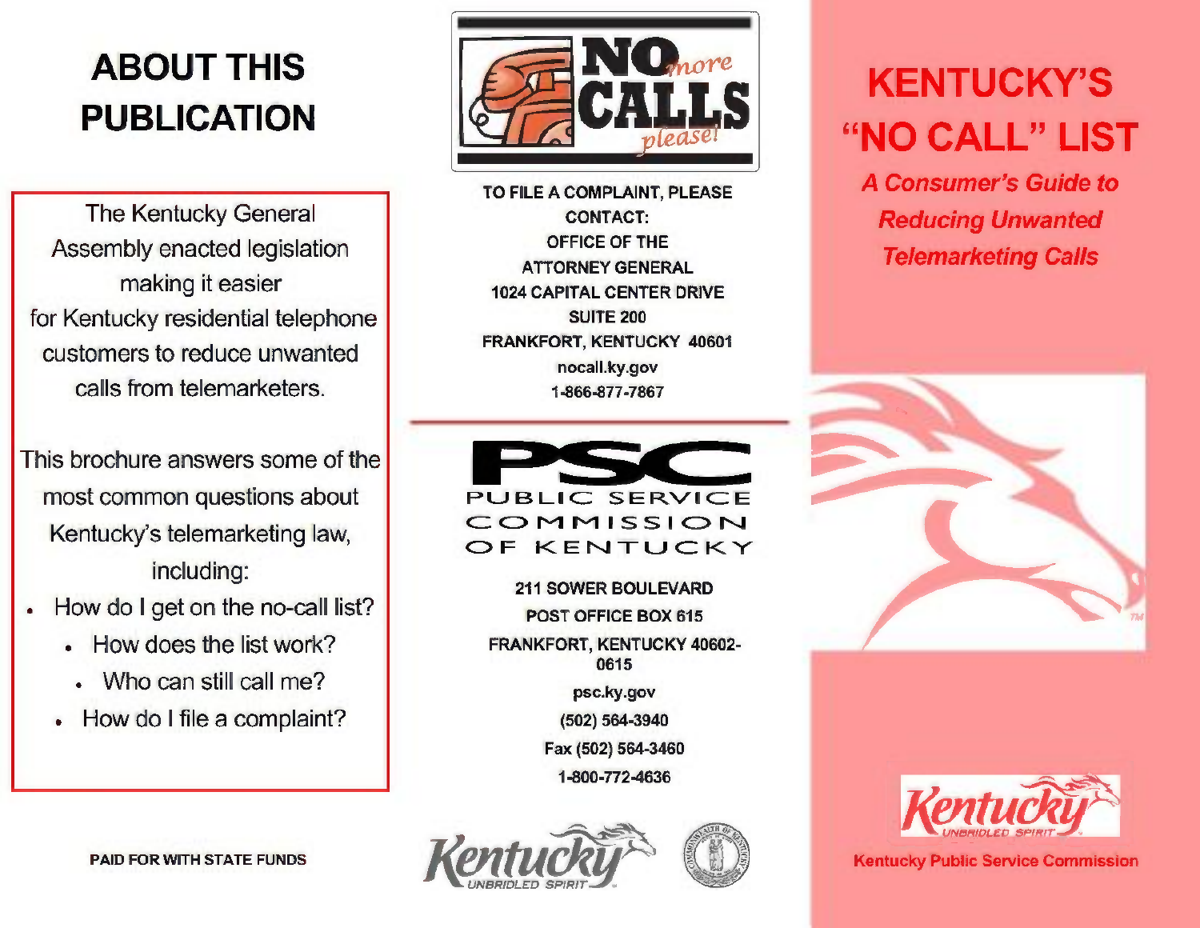# ABOUT THIS PUBLICATION

The Kentucky General Assembly enacted legislation making it easier for Kentucky residential telephone customers to reduce unwanted calls from telemarketers.

This brochure answers some of the most common questions about Kentucky's telemarketing law, including:

- How do I get on the no-call list?
- How does the list work?
- Who can still call me?
- How do I file a complaint?

PAID FOR WITH STATE FUNDS

NO *more* CALLS *please!*

TO FILE A COMPLAINT, PLEASE CONTACT:
OFFICE OF THE ATTORNEY GENERAL
1024 CAPITAL CENTER DRIVE
SUITE 200
FRANKFORT, KENTUCKY 40601
nocall.ky.gov
1-866-877-7867

PSC
PUBLIC SERVICE COMMISSION OF KENTUCKY

211 SOWER BOULEVARD
POST OFFICE BOX 615
FRANKFORT, KENTUCKY 40602-0615
psc.ky.gov
(502) 564-3940
Fax (502) 564-3460
1-800-772-4636

Kentucky UNBRIDLED SPIRIT

# KENTUCKY'S "NO CALL" LIST

## *A Consumer's Guide to Reducing Unwanted Telemarketing Calls*

Kentucky UNBRIDLED SPIRIT

Kentucky Public Service Commission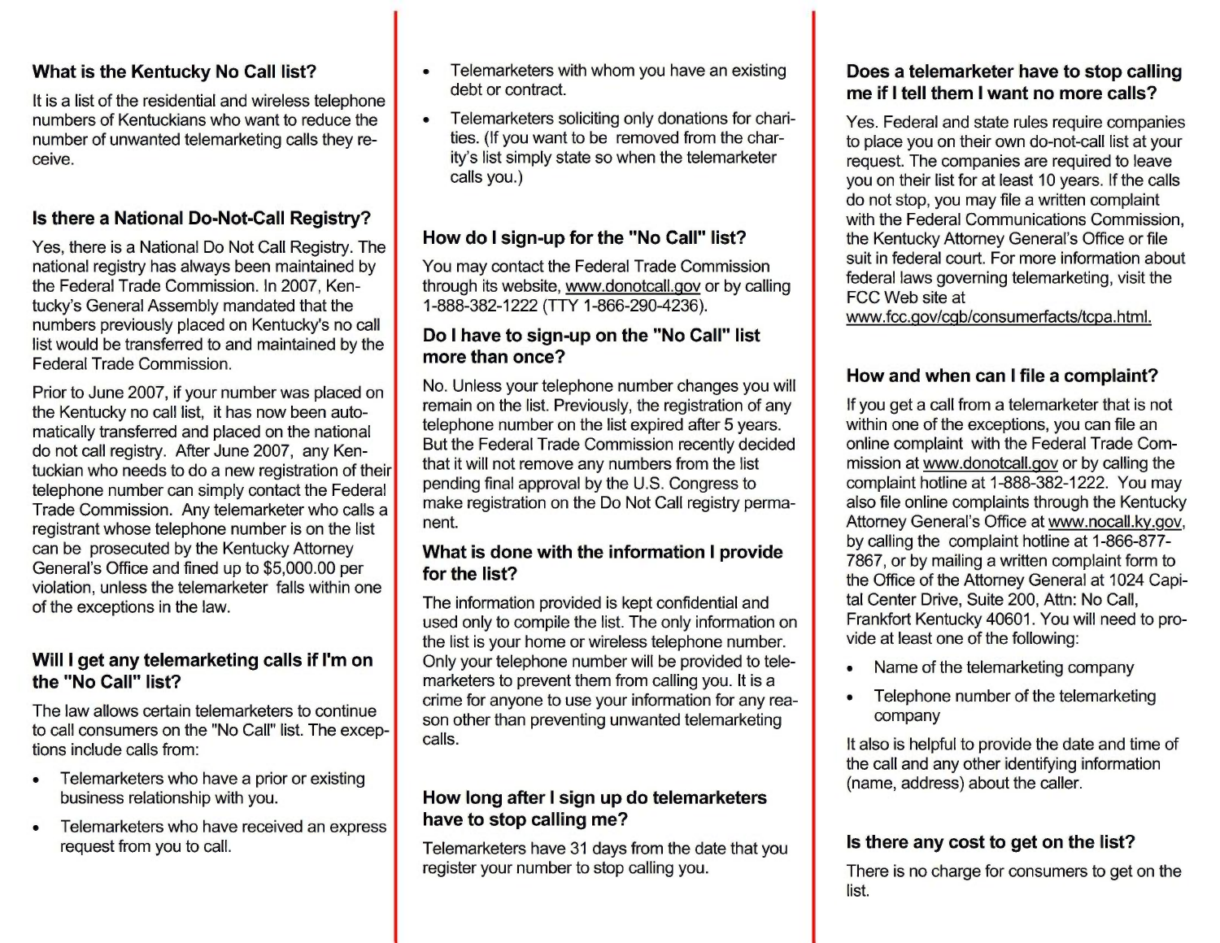## What is the Kentucky No Call list?

It is a list of the residential and wireless telephone numbers of Kentuckians who want to reduce the number of unwanted telemarketing calls they receive.

## Is there a National Do-Not-Call Registry?

Yes, there is a National Do Not Call Registry. The national registry has always been maintained by the Federal Trade Commission. In 2007, Kentucky's General Assembly mandated that the numbers previously placed on Kentucky's no call list would be transferred to and maintained by the Federal Trade Commission.

Prior to June 2007, if your number was placed on the Kentucky no call list, it has now been automatically transferred and placed on the national do not call registry. After June 2007, any Kentuckian who needs to do a new registration of their telephone number can simply contact the Federal Trade Commission. Any telemarketer who calls a registrant whose telephone number is on the list can be prosecuted by the Kentucky Attorney General's Office and fined up to $5,000.00 per violation, unless the telemarketer falls within one of the exceptions in the law.

## Will I get any telemarketing calls if I'm on the "No Call" list?

The law allows certain telemarketers to continue to call consumers on the "No Call" list. The exceptions include calls from:

- Telemarketers who have a prior or existing business relationship with you.
- Telemarketers who have received an express request from you to call.
- Telemarketers with whom you have an existing debt or contract.
- Telemarketers soliciting only donations for charities. (If you want to be removed from the charity's list simply state so when the telemarketer calls you.)

## How do I sign-up for the "No Call" list?

You may contact the Federal Trade Commission through its website, www.donotcall.gov or by calling 1-888-382-1222 (TTY 1-866-290-4236).

## Do I have to sign-up on the "No Call" list more than once?

No. Unless your telephone number changes you will remain on the list. Previously, the registration of any telephone number on the list expired after 5 years. But the Federal Trade Commission recently decided that it will not remove any numbers from the list pending final approval by the U.S. Congress to make registration on the Do Not Call registry permanent.

## What is done with the information I provide for the list?

The information provided is kept confidential and used only to compile the list. The only information on the list is your home or wireless telephone number. Only your telephone number will be provided to telemarketers to prevent them from calling you. It is a crime for anyone to use your information for any reason other than preventing unwanted telemarketing calls.

## How long after I sign up do telemarketers have to stop calling me?

Telemarketers have 31 days from the date that you register your number to stop calling you.

## Does a telemarketer have to stop calling me if I tell them I want no more calls?

Yes. Federal and state rules require companies to place you on their own do-not-call list at your request. The companies are required to leave you on their list for at least 10 years. If the calls do not stop, you may file a written complaint with the Federal Communications Commission, the Kentucky Attorney General's Office or file suit in federal court. For more information about federal laws governing telemarketing, visit the FCC Web site at www.fcc.gov/cgb/consumerfacts/tcpa.html.

## How and when can I file a complaint?

If you get a call from a telemarketer that is not within one of the exceptions, you can file an online complaint with the Federal Trade Commission at www.donotcall.gov or by calling the complaint hotline at 1-888-382-1222. You may also file online complaints through the Kentucky Attorney General's Office at www.nocall.ky.gov, by calling the complaint hotline at 1-866-877-7867, or by mailing a written complaint form to the Office of the Attorney General at 1024 Capital Center Drive, Suite 200, Attn: No Call, Frankfort Kentucky 40601. You will need to provide at least one of the following:

- Name of the telemarketing company
- Telephone number of the telemarketing company

It also is helpful to provide the date and time of the call and any other identifying information (name, address) about the caller.

## Is there any cost to get on the list?

There is no charge for consumers to get on the list.